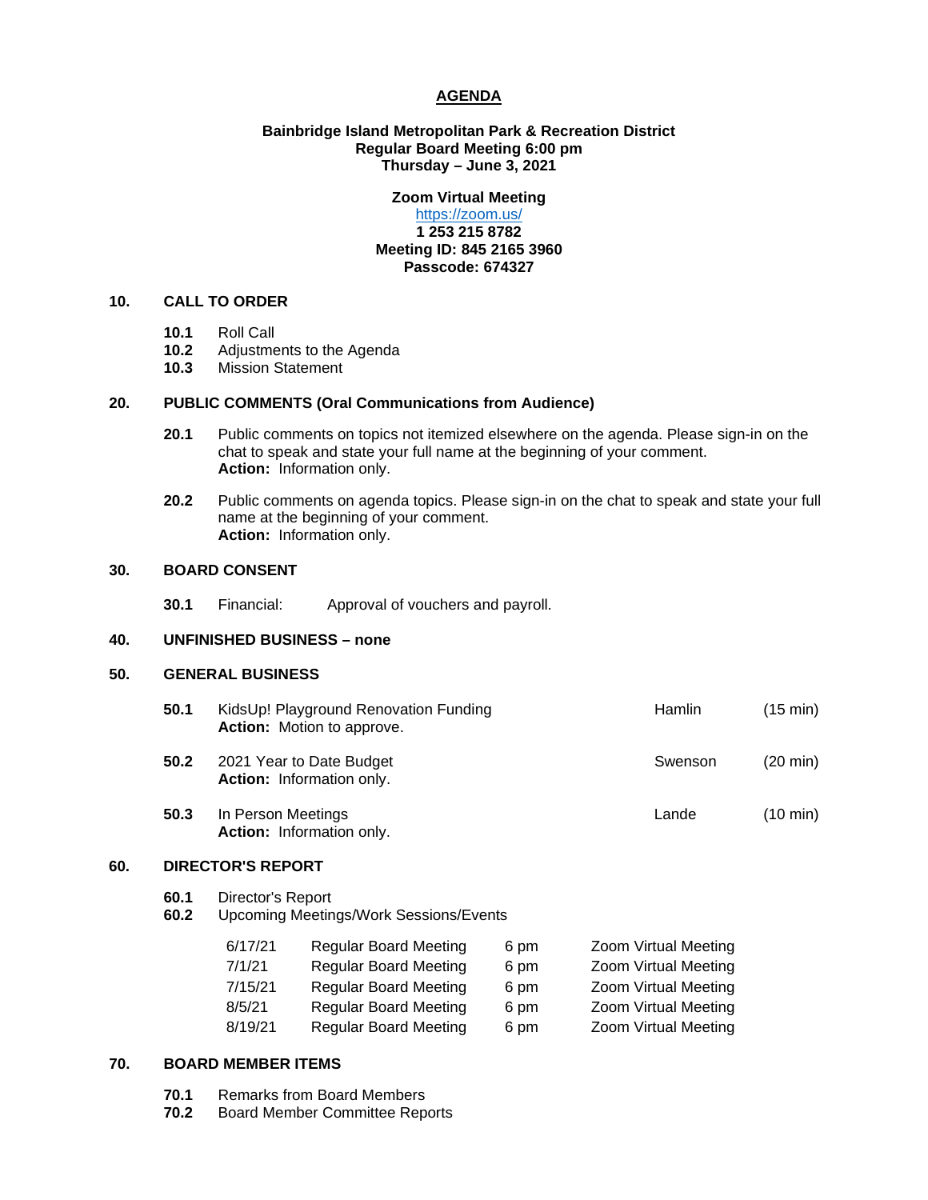# AGENDA

**Bainbridge Island Metropolitan Park & Recreation District**
**Regular Board Meeting 6:00 pm**
**Thursday – June 3, 2021**

**Zoom Virtual Meeting**
https://zoom.us/
**1 253 215 8782**
**Meeting ID: 845 2165 3960**
**Passcode: 674327**

## 10. CALL TO ORDER

**10.1** Roll Call
**10.2** Adjustments to the Agenda
**10.3** Mission Statement

## 20. PUBLIC COMMENTS (Oral Communications from Audience)

**20.1** Public comments on topics not itemized elsewhere on the agenda. Please sign-in on the chat to speak and state your full name at the beginning of your comment.
**Action:** Information only.

**20.2** Public comments on agenda topics. Please sign-in on the chat to speak and state your full name at the beginning of your comment.
**Action:** Information only.

## 30. BOARD CONSENT

**30.1** Financial: Approval of vouchers and payroll.

## 40. UNFINISHED BUSINESS – none

## 50. GENERAL BUSINESS

**50.1** KidsUp! Playground Renovation Funding — Hamlin (15 min)
**Action:** Motion to approve.

**50.2** 2021 Year to Date Budget — Swenson (20 min)
**Action:** Information only.

**50.3** In Person Meetings — Lande (10 min)
**Action:** Information only.

## 60. DIRECTOR'S REPORT

**60.1** Director's Report
**60.2** Upcoming Meetings/Work Sessions/Events

| Date | Meeting | Time | Location |
|---|---|---|---|
| 6/17/21 | Regular Board Meeting | 6 pm | Zoom Virtual Meeting |
| 7/1/21 | Regular Board Meeting | 6 pm | Zoom Virtual Meeting |
| 7/15/21 | Regular Board Meeting | 6 pm | Zoom Virtual Meeting |
| 8/5/21 | Regular Board Meeting | 6 pm | Zoom Virtual Meeting |
| 8/19/21 | Regular Board Meeting | 6 pm | Zoom Virtual Meeting |

## 70. BOARD MEMBER ITEMS

**70.1** Remarks from Board Members
**70.2** Board Member Committee Reports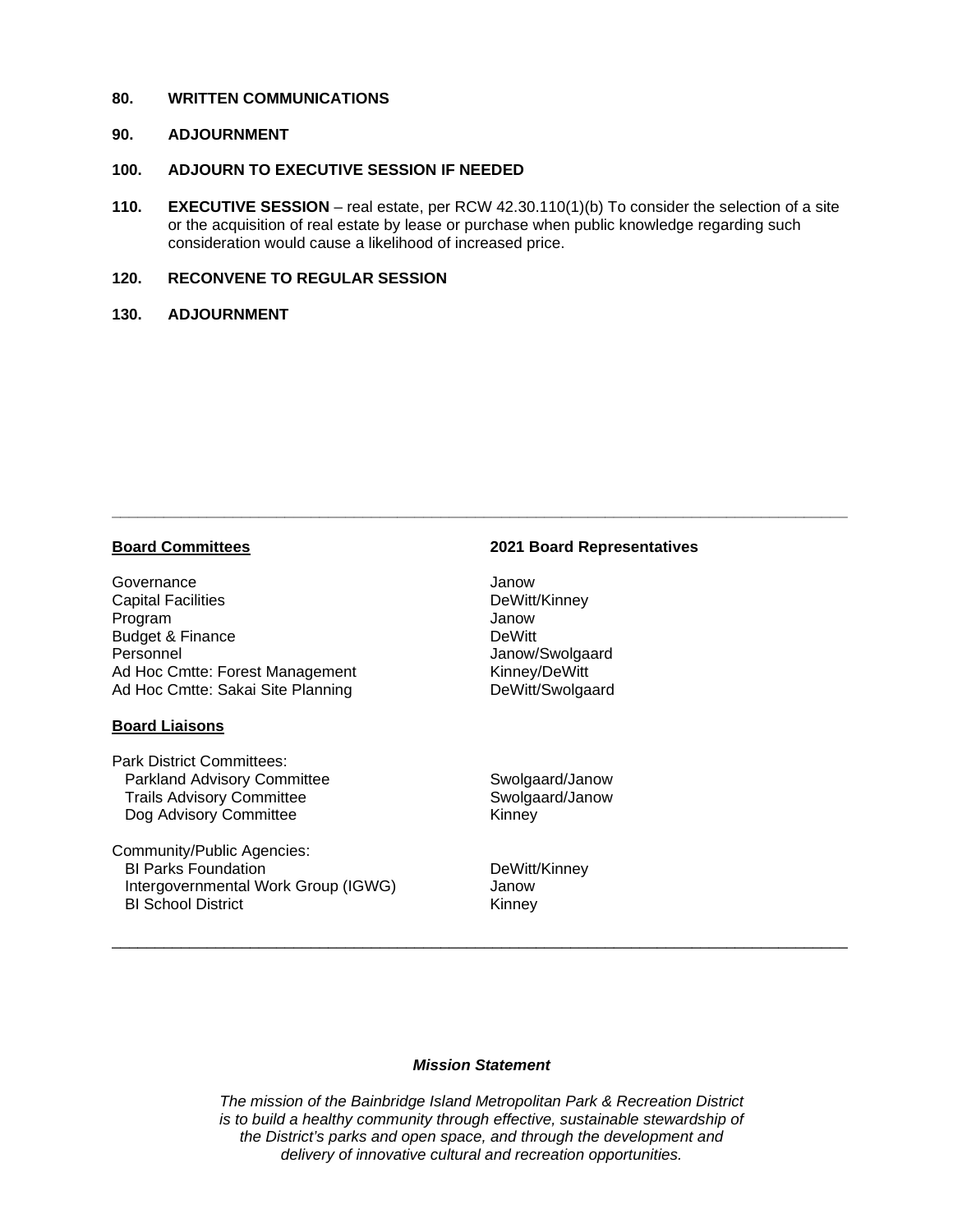**80. WRITTEN COMMUNICATIONS**

**90. ADJOURNMENT**

**100. ADJOURN TO EXECUTIVE SESSION IF NEEDED**

**110. EXECUTIVE SESSION** – real estate, per RCW 42.30.110(1)(b) To consider the selection of a site or the acquisition of real estate by lease or purchase when public knowledge regarding such consideration would cause a likelihood of increased price.

**120. RECONVENE TO REGULAR SESSION**

**130. ADJOURNMENT**

---

| **Board Committees** | **2021 Board Representatives** |
|---|---|
| Governance | Janow |
| Capital Facilities | DeWitt/Kinney |
| Program | Janow |
| Budget & Finance | DeWitt |
| Personnel | Janow/Swolgaard |
| Ad Hoc Cmtte: Forest Management | Kinney/DeWitt |
| Ad Hoc Cmtte: Sakai Site Planning | DeWitt/Swolgaard |

**Board Liaisons**

| | |
|---|---|
| Park District Committees: | |
| Parkland Advisory Committee | Swolgaard/Janow |
| Trails Advisory Committee | Swolgaard/Janow |
| Dog Advisory Committee | Kinney |
| Community/Public Agencies: | |
| BI Parks Foundation | DeWitt/Kinney |
| Intergovernmental Work Group (IGWG) | Janow |
| BI School District | Kinney |

---

***Mission Statement***

*The mission of the Bainbridge Island Metropolitan Park & Recreation District is to build a healthy community through effective, sustainable stewardship of the District's parks and open space, and through the development and delivery of innovative cultural and recreation opportunities.*